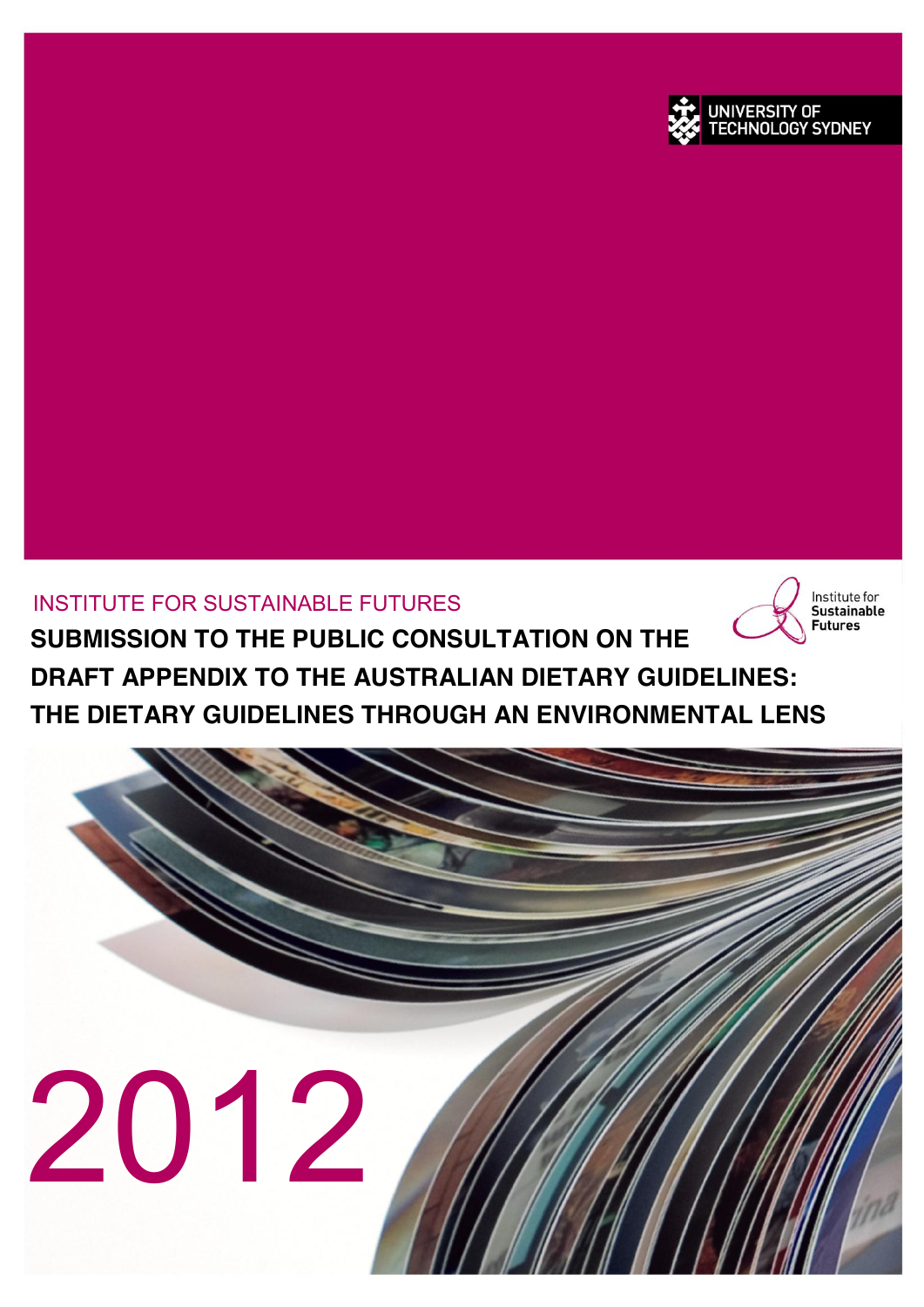UNIVERSITY OF TECHNOLOGY SYDNEY

INSTITUTE FOR SUSTAINABLE FUTURES

Institute for Sustainable Futures

# SUBMISSION TO THE PUBLIC CONSULTATION ON THE DRAFT APPENDIX TO THE AUSTRALIAN DIETARY GUIDELINES: THE DIETARY GUIDELINES THROUGH AN ENVIRONMENTAL LENS

2012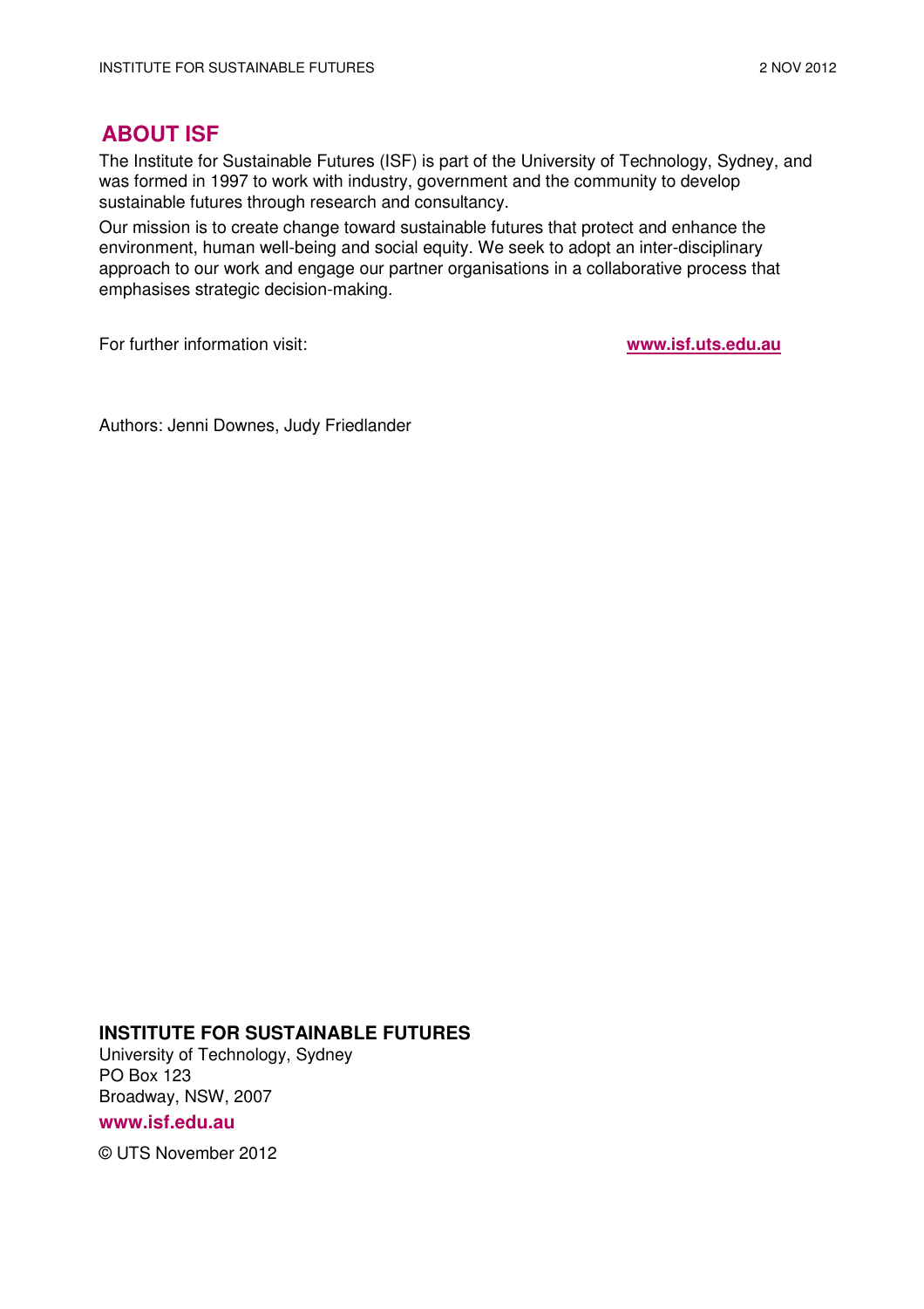## ABOUT ISF

The Institute for Sustainable Futures (ISF) is part of the University of Technology, Sydney, and was formed in 1997 to work with industry, government and the community to develop sustainable futures through research and consultancy.

Our mission is to create change toward sustainable futures that protect and enhance the environment, human well-being and social equity. We seek to adopt an inter-disciplinary approach to our work and engage our partner organisations in a collaborative process that emphasises strategic decision-making.

For further information visit: **www.isf.uts.edu.au**

Authors: Jenni Downes, Judy Friedlander

**INSTITUTE FOR SUSTAINABLE FUTURES**
University of Technology, Sydney
PO Box 123
Broadway, NSW, 2007

**www.isf.edu.au**

© UTS November 2012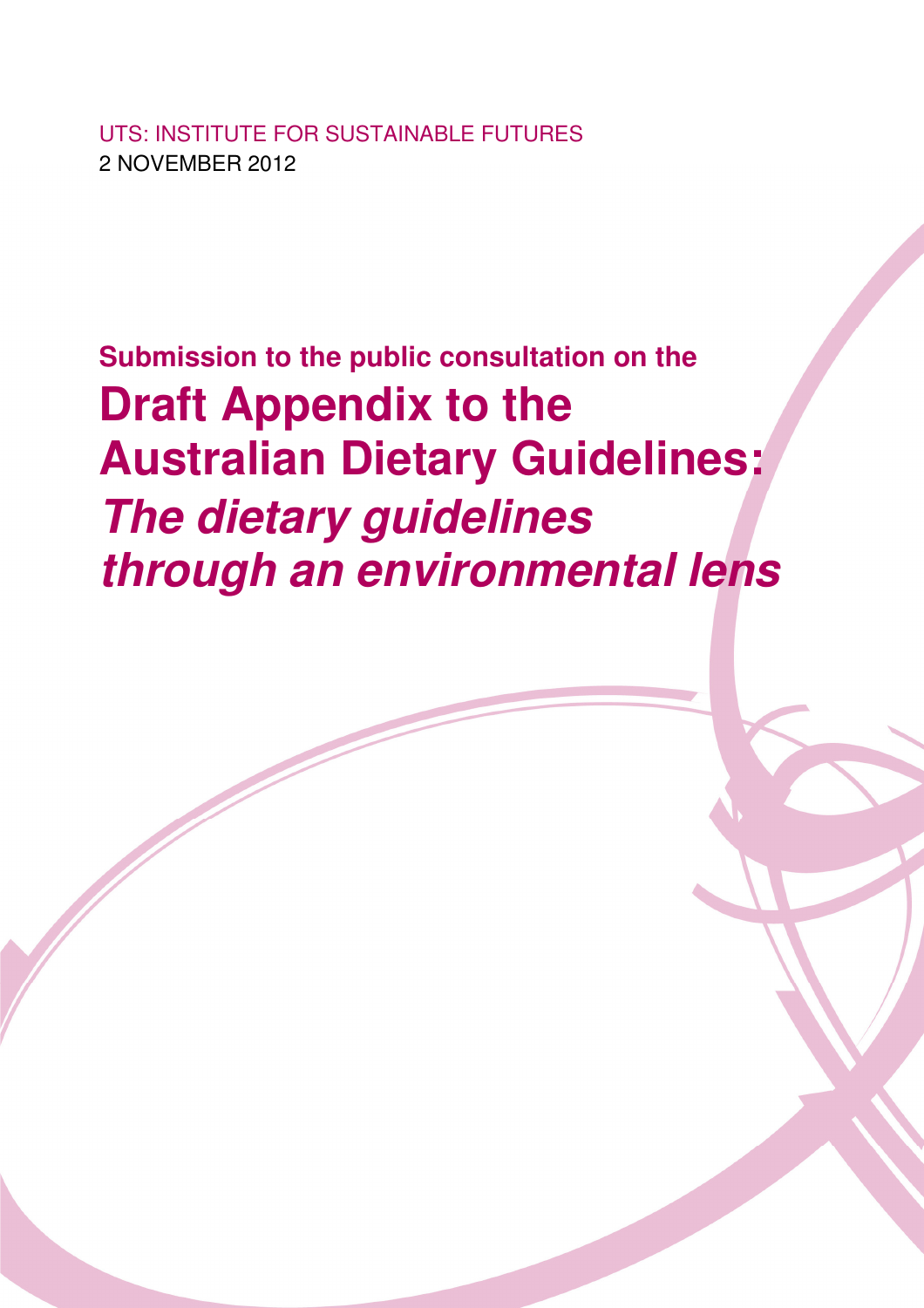UTS: INSTITUTE FOR SUSTAINABLE FUTURES
2 NOVEMBER 2012

**Submission to the public consultation on the**

# Draft Appendix to the Australian Dietary Guidelines: *The dietary guidelines through an environmental lens*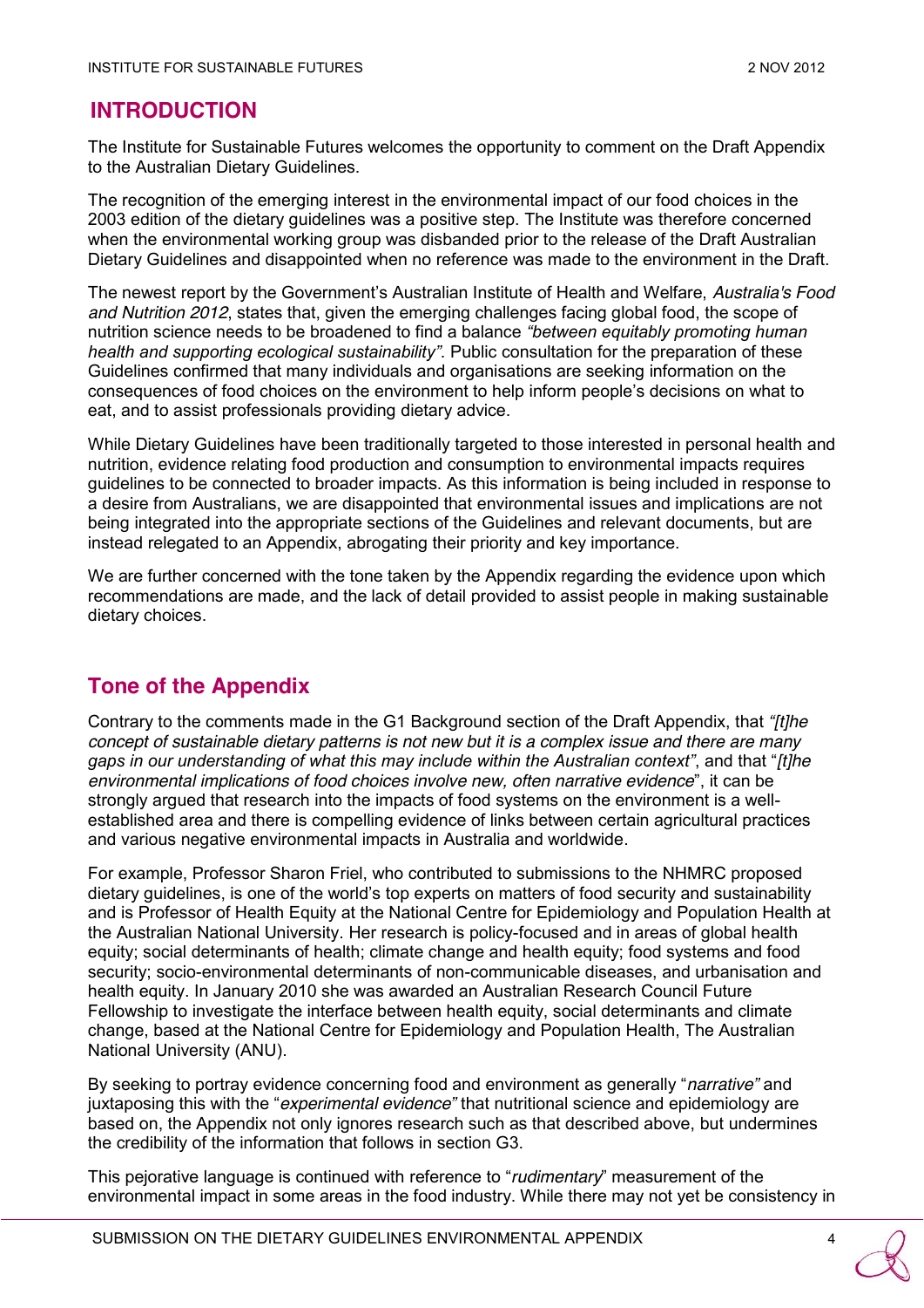## INTRODUCTION

The Institute for Sustainable Futures welcomes the opportunity to comment on the Draft Appendix to the Australian Dietary Guidelines.

The recognition of the emerging interest in the environmental impact of our food choices in the 2003 edition of the dietary guidelines was a positive step. The Institute was therefore concerned when the environmental working group was disbanded prior to the release of the Draft Australian Dietary Guidelines and disappointed when no reference was made to the environment in the Draft.

The newest report by the Government's Australian Institute of Health and Welfare, *Australia's Food and Nutrition 2012*, states that, given the emerging challenges facing global food, the scope of nutrition science needs to be broadened to find a balance *"between equitably promoting human health and supporting ecological sustainability"*. Public consultation for the preparation of these Guidelines confirmed that many individuals and organisations are seeking information on the consequences of food choices on the environment to help inform people's decisions on what to eat, and to assist professionals providing dietary advice.

While Dietary Guidelines have been traditionally targeted to those interested in personal health and nutrition, evidence relating food production and consumption to environmental impacts requires guidelines to be connected to broader impacts. As this information is being included in response to a desire from Australians, we are disappointed that environmental issues and implications are not being integrated into the appropriate sections of the Guidelines and relevant documents, but are instead relegated to an Appendix, abrogating their priority and key importance.

We are further concerned with the tone taken by the Appendix regarding the evidence upon which recommendations are made, and the lack of detail provided to assist people in making sustainable dietary choices.

## Tone of the Appendix

Contrary to the comments made in the G1 Background section of the Draft Appendix, that *"[t]he concept of sustainable dietary patterns is not new but it is a complex issue and there are many gaps in our understanding of what this may include within the Australian context"*, and that "*[t]he environmental implications of food choices involve new, often narrative evidence*", it can be strongly argued that research into the impacts of food systems on the environment is a well-established area and there is compelling evidence of links between certain agricultural practices and various negative environmental impacts in Australia and worldwide.

For example, Professor Sharon Friel, who contributed to submissions to the NHMRC proposed dietary guidelines, is one of the world's top experts on matters of food security and sustainability and is Professor of Health Equity at the National Centre for Epidemiology and Population Health at the Australian National University. Her research is policy-focused and in areas of global health equity; social determinants of health; climate change and health equity; food systems and food security; socio-environmental determinants of non-communicable diseases, and urbanisation and health equity. In January 2010 she was awarded an Australian Research Council Future Fellowship to investigate the interface between health equity, social determinants and climate change, based at the National Centre for Epidemiology and Population Health, The Australian National University (ANU).

By seeking to portray evidence concerning food and environment as generally "*narrative"* and juxtaposing this with the "*experimental evidence"* that nutritional science and epidemiology are based on, the Appendix not only ignores research such as that described above, but undermines the credibility of the information that follows in section G3.

This pejorative language is continued with reference to "*rudimentary*" measurement of the environmental impact in some areas in the food industry. While there may not yet be consistency in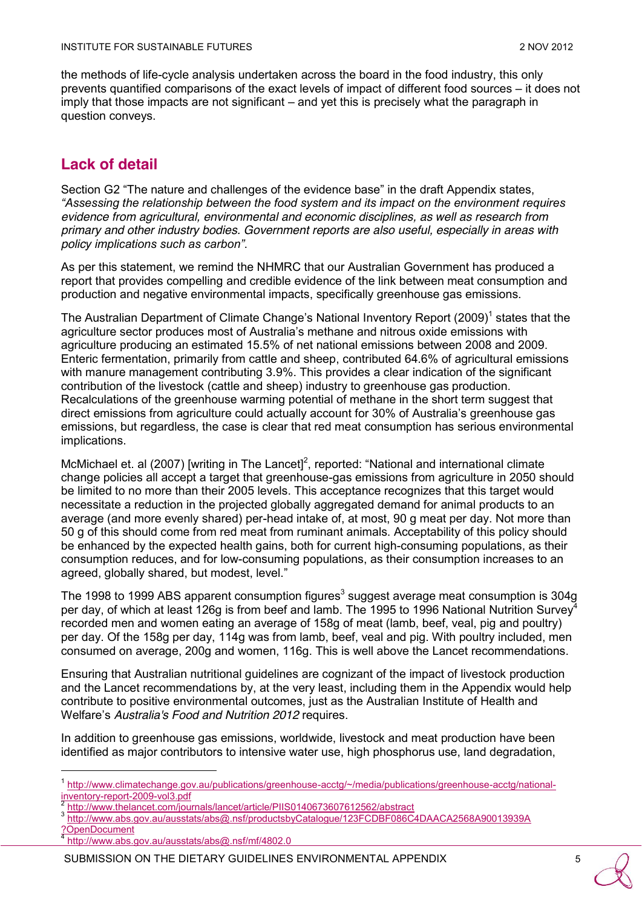the methods of life-cycle analysis undertaken across the board in the food industry, this only prevents quantified comparisons of the exact levels of impact of different food sources – it does not imply that those impacts are not significant – and yet this is precisely what the paragraph in question conveys.

## Lack of detail

Section G2 "The nature and challenges of the evidence base" in the draft Appendix states, *"Assessing the relationship between the food system and its impact on the environment requires evidence from agricultural, environmental and economic disciplines, as well as research from primary and other industry bodies. Government reports are also useful, especially in areas with policy implications such as carbon"*.

As per this statement, we remind the NHMRC that our Australian Government has produced a report that provides compelling and credible evidence of the link between meat consumption and production and negative environmental impacts, specifically greenhouse gas emissions.

The Australian Department of Climate Change's National Inventory Report (2009)[1] states that the agriculture sector produces most of Australia's methane and nitrous oxide emissions with agriculture producing an estimated 15.5% of net national emissions between 2008 and 2009. Enteric fermentation, primarily from cattle and sheep, contributed 64.6% of agricultural emissions with manure management contributing 3.9%. This provides a clear indication of the significant contribution of the livestock (cattle and sheep) industry to greenhouse gas production. Recalculations of the greenhouse warming potential of methane in the short term suggest that direct emissions from agriculture could actually account for 30% of Australia's greenhouse gas emissions, but regardless, the case is clear that red meat consumption has serious environmental implications.

McMichael et. al (2007) [writing in The Lancet][2], reported: "National and international climate change policies all accept a target that greenhouse-gas emissions from agriculture in 2050 should be limited to no more than their 2005 levels. This acceptance recognizes that this target would necessitate a reduction in the projected globally aggregated demand for animal products to an average (and more evenly shared) per-head intake of, at most, 90 g meat per day. Not more than 50 g of this should come from red meat from ruminant animals. Acceptability of this policy should be enhanced by the expected health gains, both for current high-consuming populations, as their consumption reduces, and for low-consuming populations, as their consumption increases to an agreed, globally shared, but modest, level."

The 1998 to 1999 ABS apparent consumption figures[3] suggest average meat consumption is 304g per day, of which at least 126g is from beef and lamb. The 1995 to 1996 National Nutrition Survey[4] recorded men and women eating an average of 158g of meat (lamb, beef, veal, pig and poultry) per day. Of the 158g per day, 114g was from lamb, beef, veal and pig. With poultry included, men consumed on average, 200g and women, 116g. This is well above the Lancet recommendations.

Ensuring that Australian nutritional guidelines are cognizant of the impact of livestock production and the Lancet recommendations by, at the very least, including them in the Appendix would help contribute to positive environmental outcomes, just as the Australian Institute of Health and Welfare's *Australia's Food and Nutrition 2012* requires.

In addition to greenhouse gas emissions, worldwide, livestock and meat production have been identified as major contributors to intensive water use, high phosphorus use, land degradation,

---

[1] http://www.climatechange.gov.au/publications/greenhouse-acctg/~/media/publications/greenhouse-acctg/national-inventory-report-2009-vol3.pdf

[2] http://www.thelancet.com/journals/lancet/article/PIIS0140673607612562/abstract

[3] http://www.abs.gov.au/ausstats/abs@.nsf/productsbyCatalogue/123FCDBF086C4DAACA2568A90013939A?OpenDocument

[4] http://www.abs.gov.au/ausstats/abs@.nsf/mf/4802.0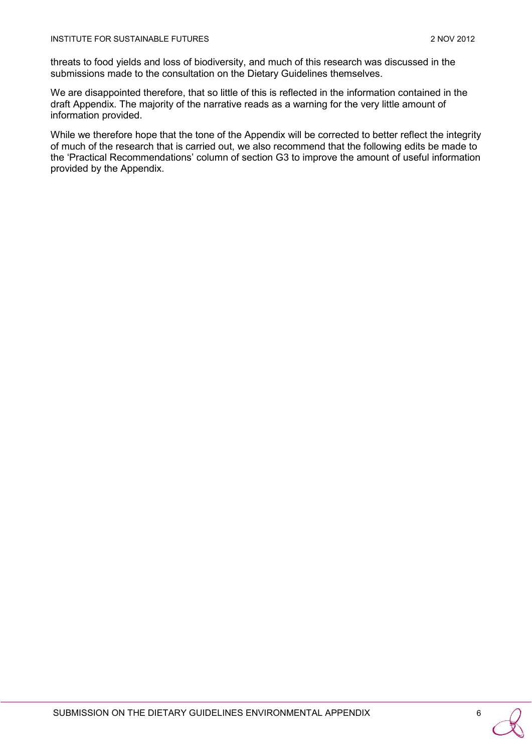threats to food yields and loss of biodiversity, and much of this research was discussed in the submissions made to the consultation on the Dietary Guidelines themselves.

We are disappointed therefore, that so little of this is reflected in the information contained in the draft Appendix. The majority of the narrative reads as a warning for the very little amount of information provided.

While we therefore hope that the tone of the Appendix will be corrected to better reflect the integrity of much of the research that is carried out, we also recommend that the following edits be made to the 'Practical Recommendations' column of section G3 to improve the amount of useful information provided by the Appendix.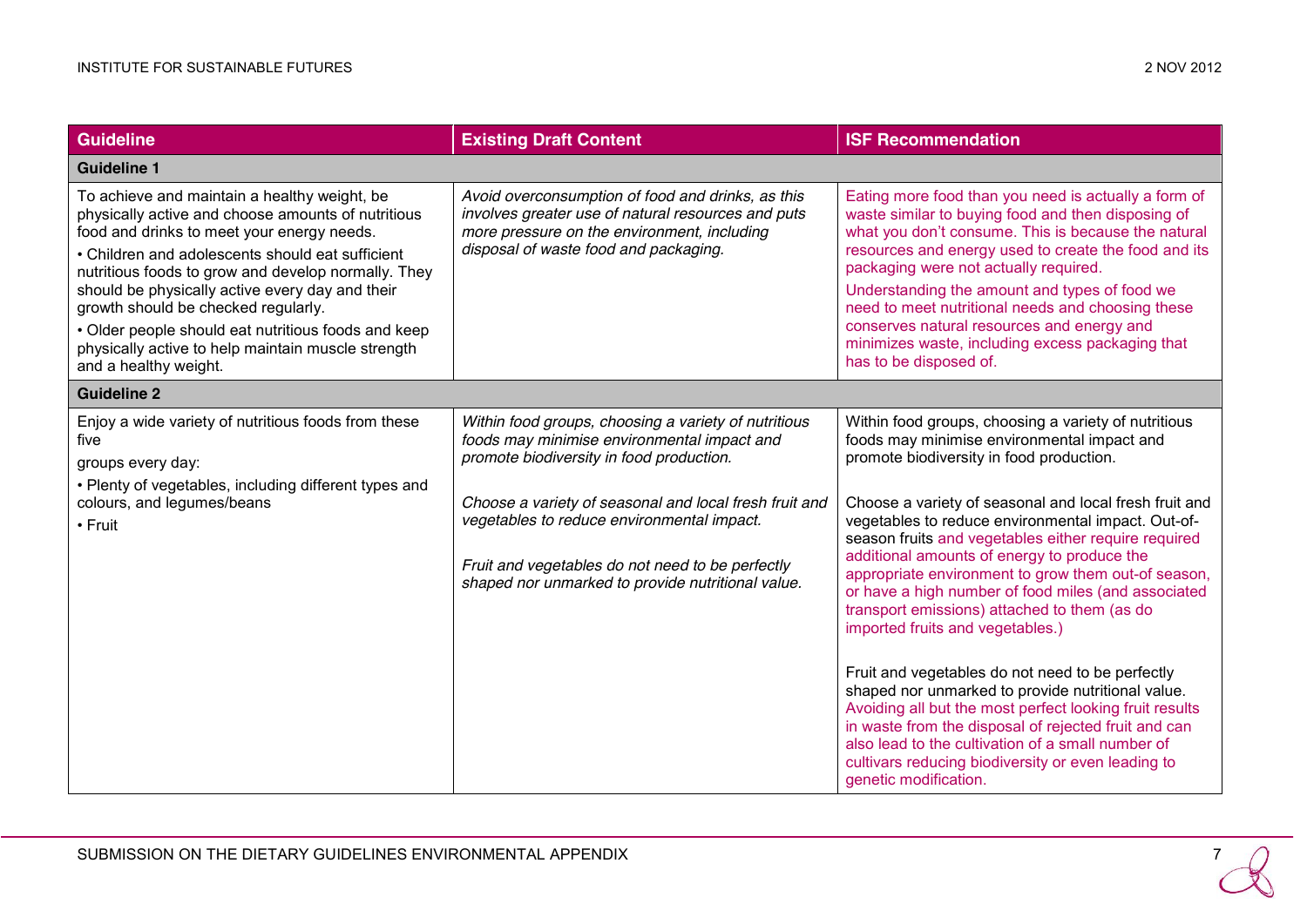| Guideline | Existing Draft Content | ISF Recommendation |
|---|---|---|
| **Guideline 1** | | |
| To achieve and maintain a healthy weight, be physically active and choose amounts of nutritious food and drinks to meet your energy needs.<br>• Children and adolescents should eat sufficient nutritious foods to grow and develop normally. They should be physically active every day and their growth should be checked regularly.<br>• Older people should eat nutritious foods and keep physically active to help maintain muscle strength and a healthy weight. | *Avoid overconsumption of food and drinks, as this involves greater use of natural resources and puts more pressure on the environment, including disposal of waste food and packaging.* | Eating more food than you need is actually a form of waste similar to buying food and then disposing of what you don't consume. This is because the natural resources and energy used to create the food and its packaging were not actually required.<br>Understanding the amount and types of food we need to meet nutritional needs and choosing these conserves natural resources and energy and minimizes waste, including excess packaging that has to be disposed of. |
| **Guideline 2** | | |
| Enjoy a wide variety of nutritious foods from these five<br>groups every day:<br>• Plenty of vegetables, including different types and colours, and legumes/beans<br>• Fruit | *Within food groups, choosing a variety of nutritious foods may minimise environmental impact and promote biodiversity in food production.*<br><br>*Choose a variety of seasonal and local fresh fruit and vegetables to reduce environmental impact.*<br><br>*Fruit and vegetables do not need to be perfectly shaped nor unmarked to provide nutritional value.* | Within food groups, choosing a variety of nutritious foods may minimise environmental impact and promote biodiversity in food production.<br><br>Choose a variety of seasonal and local fresh fruit and vegetables to reduce environmental impact. Out-of-season fruits and vegetables either require required additional amounts of energy to produce the appropriate environment to grow them out-of season, or have a high number of food miles (and associated transport emissions) attached to them (as do imported fruits and vegetables.)<br><br>Fruit and vegetables do not need to be perfectly shaped nor unmarked to provide nutritional value. Avoiding all but the most perfect looking fruit results in waste from the disposal of rejected fruit and can also lead to the cultivation of a small number of cultivars reducing biodiversity or even leading to genetic modification. |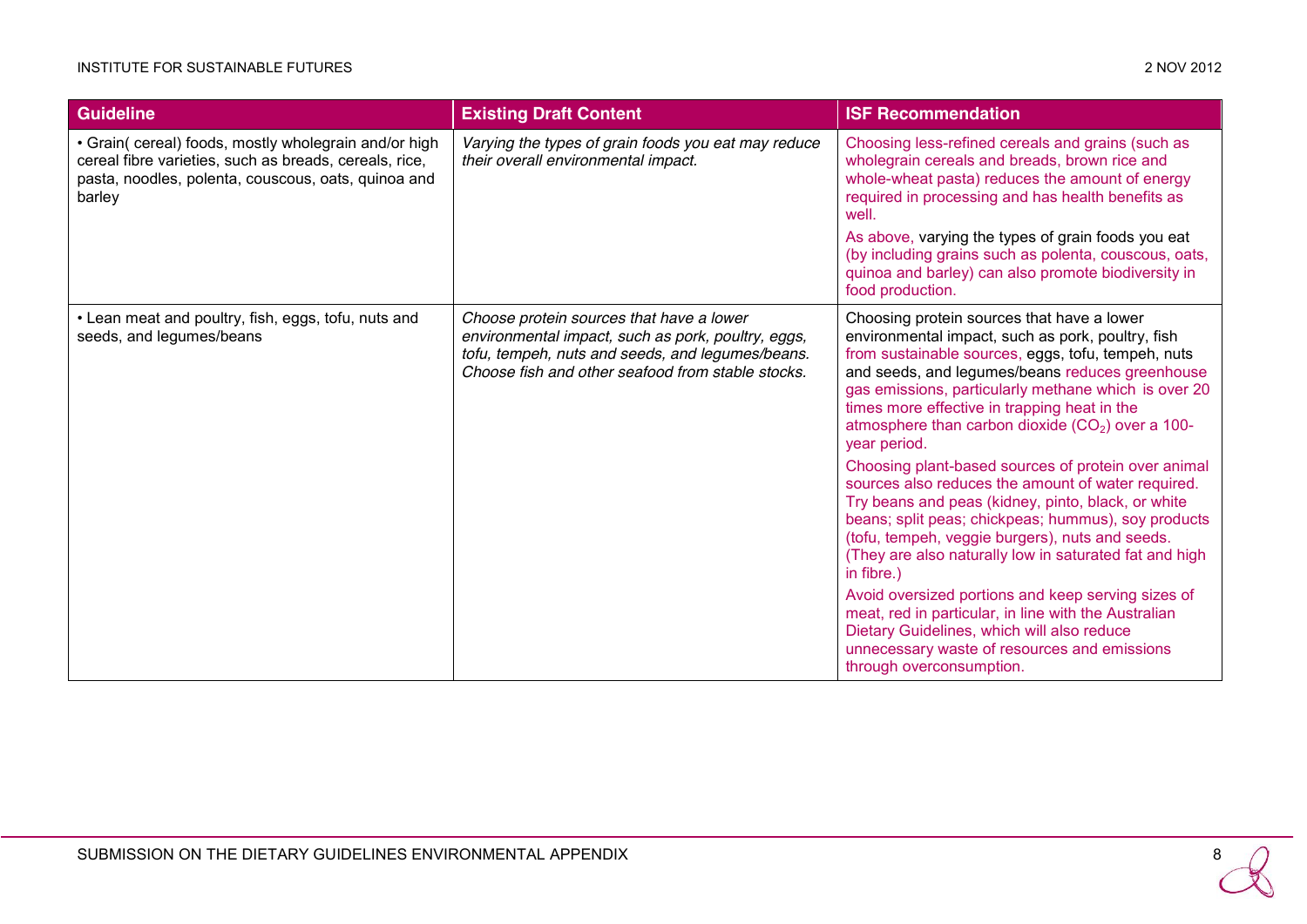| Guideline | Existing Draft Content | ISF Recommendation |
|---|---|---|
| • Grain( cereal) foods, mostly wholegrain and/or high cereal fibre varieties, such as breads, cereals, rice, pasta, noodles, polenta, couscous, oats, quinoa and barley | *Varying the types of grain foods you eat may reduce their overall environmental impact.* | Choosing less-refined cereals and grains (such as wholegrain cereals and breads, brown rice and whole-wheat pasta) reduces the amount of energy required in processing and has health benefits as well.<br><br>As above, varying the types of grain foods you eat (by including grains such as polenta, couscous, oats, quinoa and barley) can also promote biodiversity in food production. |
| • Lean meat and poultry, fish, eggs, tofu, nuts and seeds, and legumes/beans | *Choose protein sources that have a lower environmental impact, such as pork, poultry, eggs, tofu, tempeh, nuts and seeds, and legumes/beans. Choose fish and other seafood from stable stocks.* | Choosing protein sources that have a lower environmental impact, such as pork, poultry, fish from sustainable sources, eggs, tofu, tempeh, nuts and seeds, and legumes/beans reduces greenhouse gas emissions, particularly methane which is over 20 times more effective in trapping heat in the atmosphere than carbon dioxide ($CO_2$) over a 100-year period.<br><br>Choosing plant-based sources of protein over animal sources also reduces the amount of water required. Try beans and peas (kidney, pinto, black, or white beans; split peas; chickpeas; hummus), soy products (tofu, tempeh, veggie burgers), nuts and seeds. (They are also naturally low in saturated fat and high in fibre.)<br><br>Avoid oversized portions and keep serving sizes of meat, red in particular, in line with the Australian Dietary Guidelines, which will also reduce unnecessary waste of resources and emissions through overconsumption. |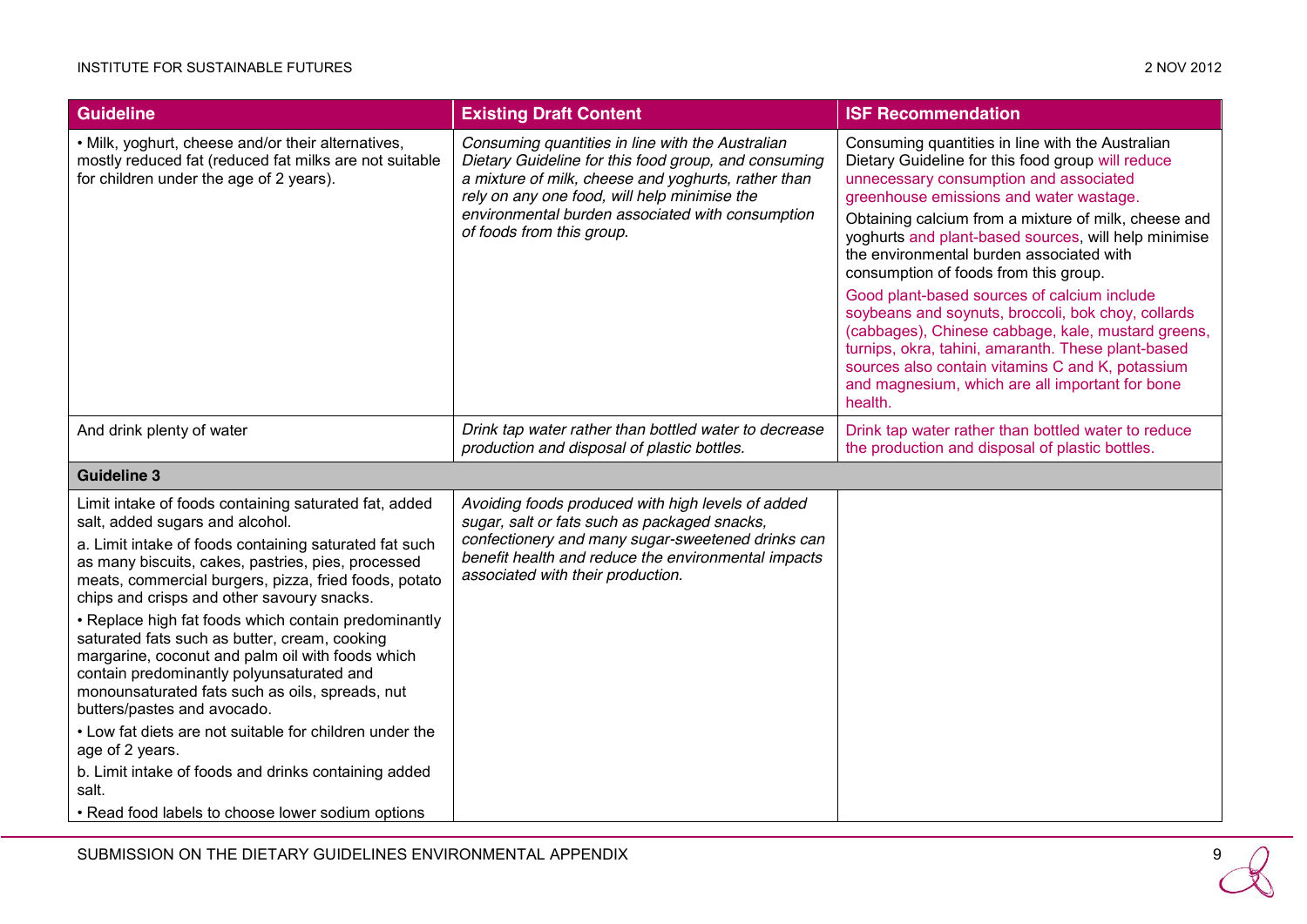| Guideline | Existing Draft Content | ISF Recommendation |
|---|---|---|
| • Milk, yoghurt, cheese and/or their alternatives, mostly reduced fat (reduced fat milks are not suitable for children under the age of 2 years). | *Consuming quantities in line with the Australian Dietary Guideline for this food group, and consuming a mixture of milk, cheese and yoghurts, rather than rely on any one food, will help minimise the environmental burden associated with consumption of foods from this group.* | Consuming quantities in line with the Australian Dietary Guideline for this food group will reduce unnecessary consumption and associated greenhouse emissions and water wastage.<br><br>Obtaining calcium from a mixture of milk, cheese and yoghurts and plant-based sources, will help minimise the environmental burden associated with consumption of foods from this group.<br><br>Good plant-based sources of calcium include soybeans and soynuts, broccoli, bok choy, collards (cabbages), Chinese cabbage, kale, mustard greens, turnips, okra, tahini, amaranth. These plant-based sources also contain vitamins C and K, potassium and magnesium, which are all important for bone health. |
| And drink plenty of water | *Drink tap water rather than bottled water to decrease production and disposal of plastic bottles.* | Drink tap water rather than bottled water to reduce the production and disposal of plastic bottles. |
| **Guideline 3** | | |
| Limit intake of foods containing saturated fat, added salt, added sugars and alcohol.<br><br>a. Limit intake of foods containing saturated fat such as many biscuits, cakes, pastries, pies, processed meats, commercial burgers, pizza, fried foods, potato chips and crisps and other savoury snacks.<br><br>• Replace high fat foods which contain predominantly saturated fats such as butter, cream, cooking margarine, coconut and palm oil with foods which contain predominantly polyunsaturated and monounsaturated fats such as oils, spreads, nut butters/pastes and avocado.<br><br>• Low fat diets are not suitable for children under the age of 2 years.<br><br>b. Limit intake of foods and drinks containing added salt.<br><br>• Read food labels to choose lower sodium options | *Avoiding foods produced with high levels of added sugar, salt or fats such as packaged snacks, confectionery and many sugar-sweetened drinks can benefit health and reduce the environmental impacts associated with their production.* | |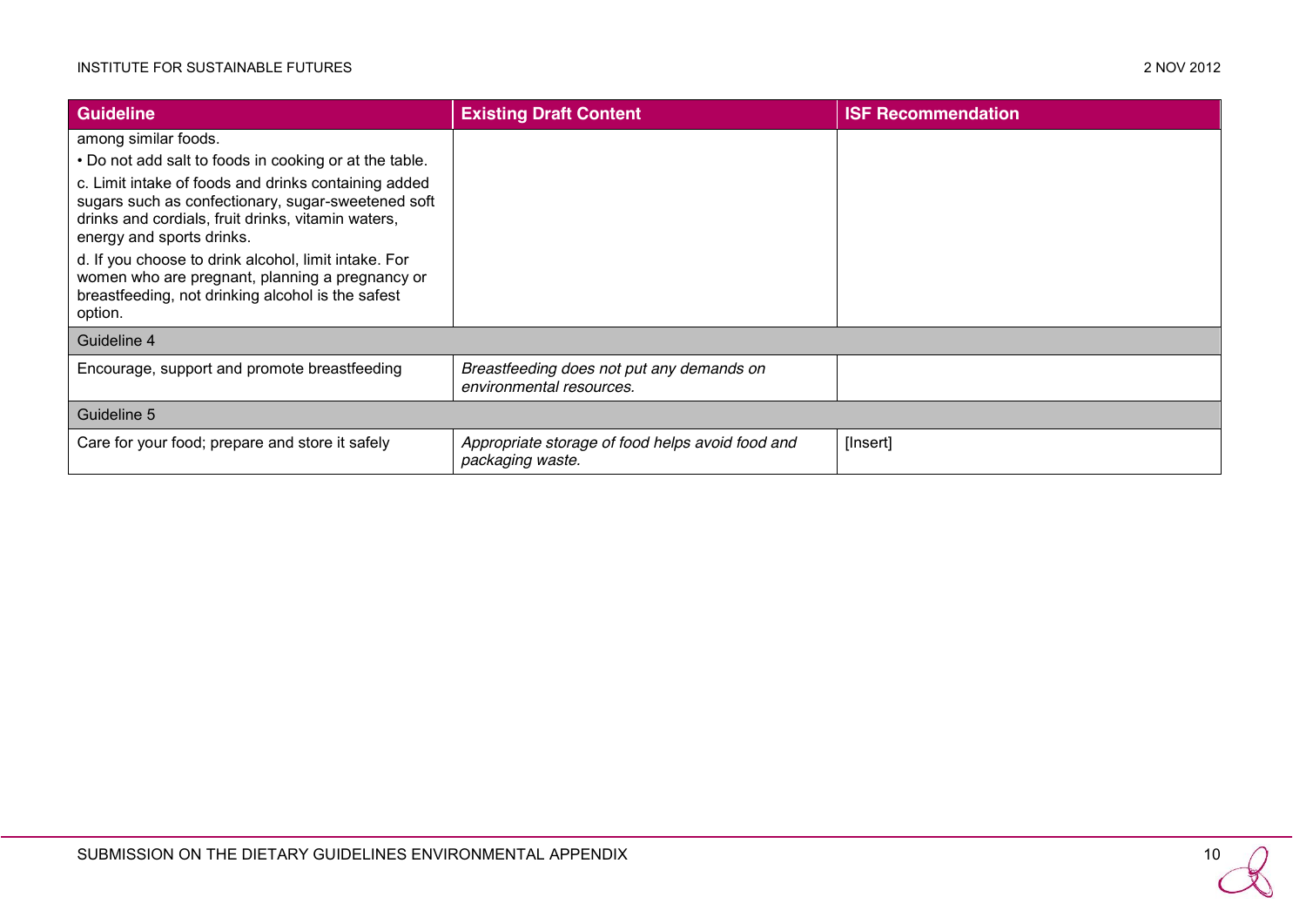| Guideline | Existing Draft Content | ISF Recommendation |
| --- | --- | --- |
| among similar foods.<br>• Do not add salt to foods in cooking or at the table.<br>c. Limit intake of foods and drinks containing added sugars such as confectionary, sugar-sweetened soft drinks and cordials, fruit drinks, vitamin waters, energy and sports drinks.<br>d. If you choose to drink alcohol, limit intake. For women who are pregnant, planning a pregnancy or breastfeeding, not drinking alcohol is the safest option. | | |
| Guideline 4 | | |
| Encourage, support and promote breastfeeding | *Breastfeeding does not put any demands on environmental resources.* | |
| Guideline 5 | | |
| Care for your food; prepare and store it safely | *Appropriate storage of food helps avoid food and packaging waste.* | [Insert] |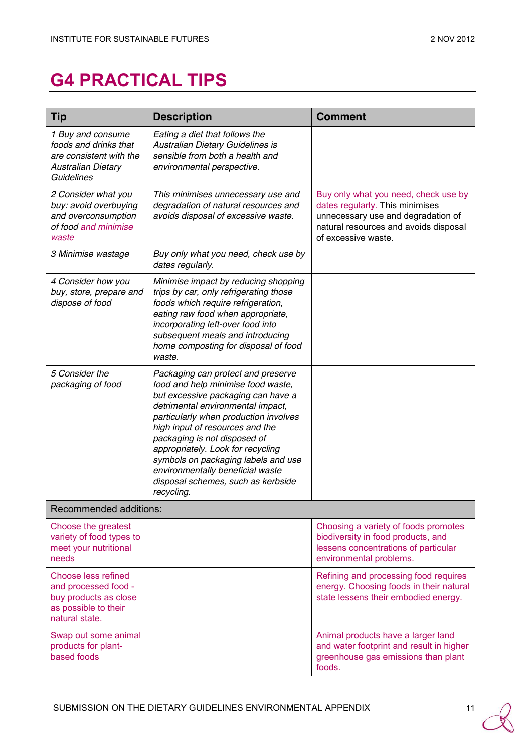# G4 PRACTICAL TIPS

| Tip | Description | Comment |
|---|---|---|
| *1 Buy and consume foods and drinks that are consistent with the Australian Dietary Guidelines* | *Eating a diet that follows the Australian Dietary Guidelines is sensible from both a health and environmental perspective.* | |
| *2 Consider what you buy: avoid overbuying and overconsumption of food and minimise waste* | *This minimises unnecessary use and degradation of natural resources and avoids disposal of excessive waste.* | Buy only what you need, check use by dates regularly. This minimises unnecessary use and degradation of natural resources and avoids disposal of excessive waste. |
| ~~*3 Minimise wastage*~~ | ~~*Buy only what you need, check use by dates regularly.*~~ | |
| *4 Consider how you buy, store, prepare and dispose of food* | *Minimise impact by reducing shopping trips by car, only refrigerating those foods which require refrigeration, eating raw food when appropriate, incorporating left-over food into subsequent meals and introducing home composting for disposal of food waste.* | |
| *5 Consider the packaging of food* | *Packaging can protect and preserve food and help minimise food waste, but excessive packaging can have a detrimental environmental impact, particularly when production involves high input of resources and the packaging is not disposed of appropriately. Look for recycling symbols on packaging labels and use environmentally beneficial waste disposal schemes, such as kerbside recycling.* | |
| Recommended additions: | | |
| Choose the greatest variety of food types to meet your nutritional needs | | Choosing a variety of foods promotes biodiversity in food products, and lessens concentrations of particular environmental problems. |
| Choose less refined and processed food - buy products as close as possible to their natural state. | | Refining and processing food requires energy. Choosing foods in their natural state lessens their embodied energy. |
| Swap out some animal products for plant-based foods | | Animal products have a larger land and water footprint and result in higher greenhouse gas emissions than plant foods. |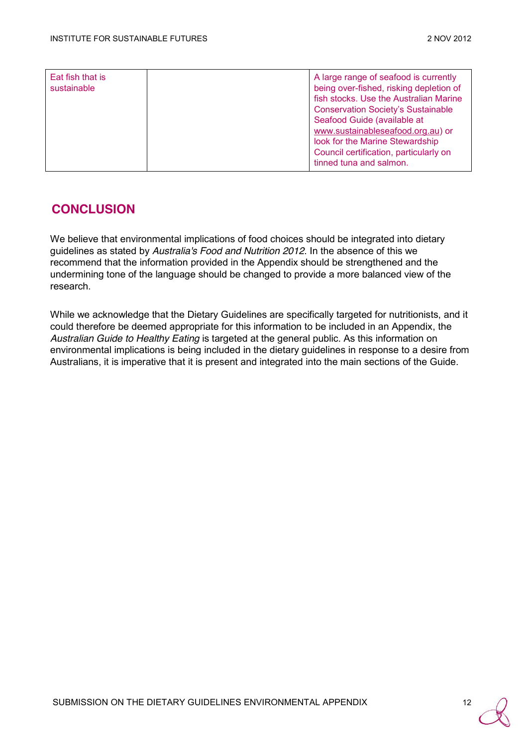| Eat fish that is sustainable | | A large range of seafood is currently being over-fished, risking depletion of fish stocks. Use the Australian Marine Conservation Society's Sustainable Seafood Guide (available at www.sustainableseafood.org.au) or look for the Marine Stewardship Council certification, particularly on tinned tuna and salmon. |
|---|---|---|

## CONCLUSION

We believe that environmental implications of food choices should be integrated into dietary guidelines as stated by *Australia's Food and Nutrition 2012*. In the absence of this we recommend that the information provided in the Appendix should be strengthened and the undermining tone of the language should be changed to provide a more balanced view of the research.

While we acknowledge that the Dietary Guidelines are specifically targeted for nutritionists, and it could therefore be deemed appropriate for this information to be included in an Appendix, the *Australian Guide to Healthy Eating* is targeted at the general public. As this information on environmental implications is being included in the dietary guidelines in response to a desire from Australians, it is imperative that it is present and integrated into the main sections of the Guide.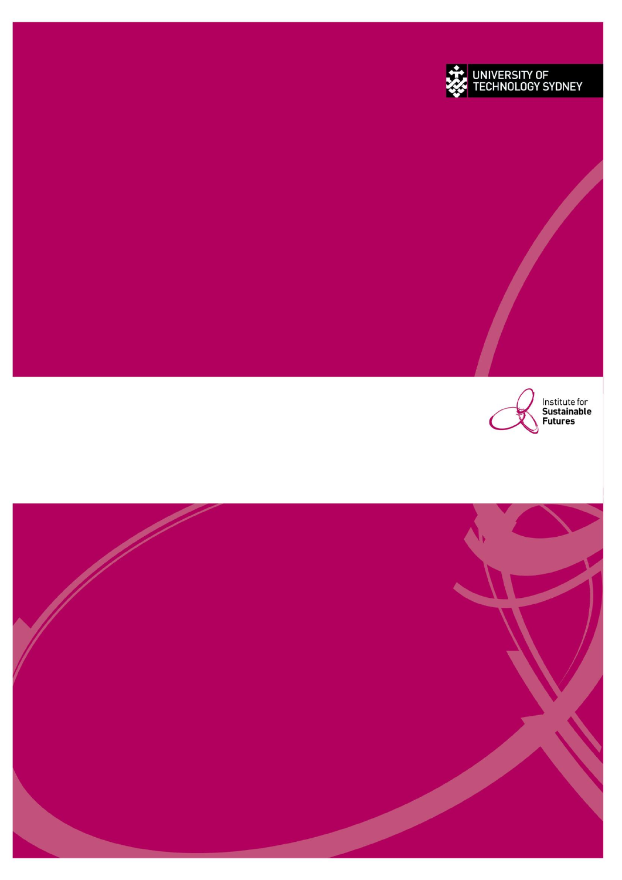UNIVERSITY OF TECHNOLOGY SYDNEY

Institute for **Sustainable Futures**